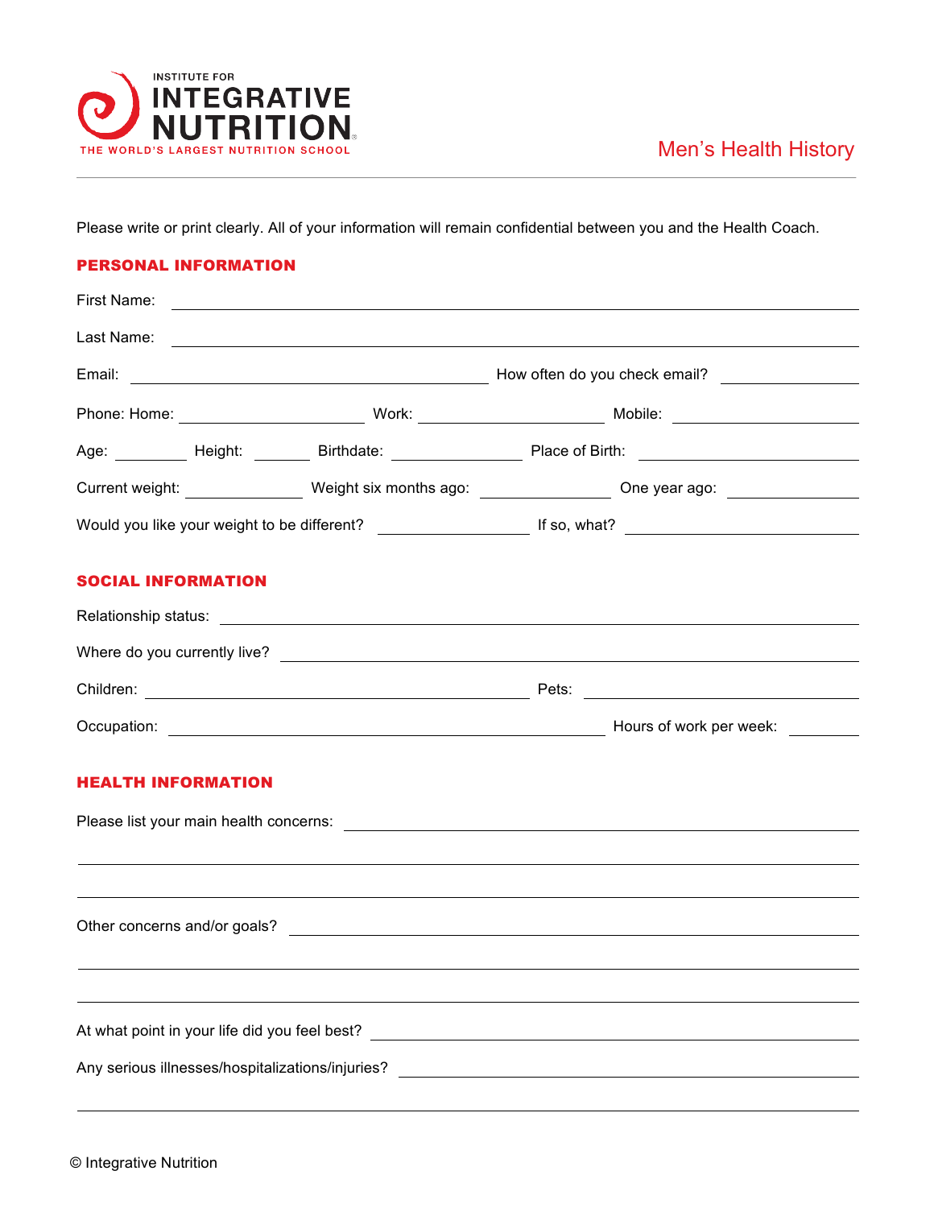INSTITUTE FOR **INTEGRATIVE NUTRITION**
THE WORLD'S LARGEST NUTRITION SCHOOL

# Men's Health History

Please write or print clearly. All of your information will remain confidential between you and the Health Coach.

## PERSONAL INFORMATION

First Name: ______________________________

Last Name: ______________________________

Email: ____________________ How often do you check email? __________

Phone: Home: __________ Work: __________ Mobile: __________

Age: ______ Height: ______ Birthdate: __________ Place of Birth: __________

Current weight: __________ Weight six months ago: __________ One year ago: __________

Would you like your weight to be different? __________ If so, what? __________

## SOCIAL INFORMATION

Relationship status: ______________________________

Where do you currently live? ______________________________

Children: ____________________ Pets: __________

Occupation: ____________________ Hours of work per week: ______

## HEALTH INFORMATION

Please list your main health concerns: ______________________________

______________________________

______________________________

Other concerns and/or goals? ______________________________

______________________________

______________________________

At what point in your life did you feel best? ______________________________

Any serious illnesses/hospitalizations/injuries? ______________________________

______________________________

© Integrative Nutrition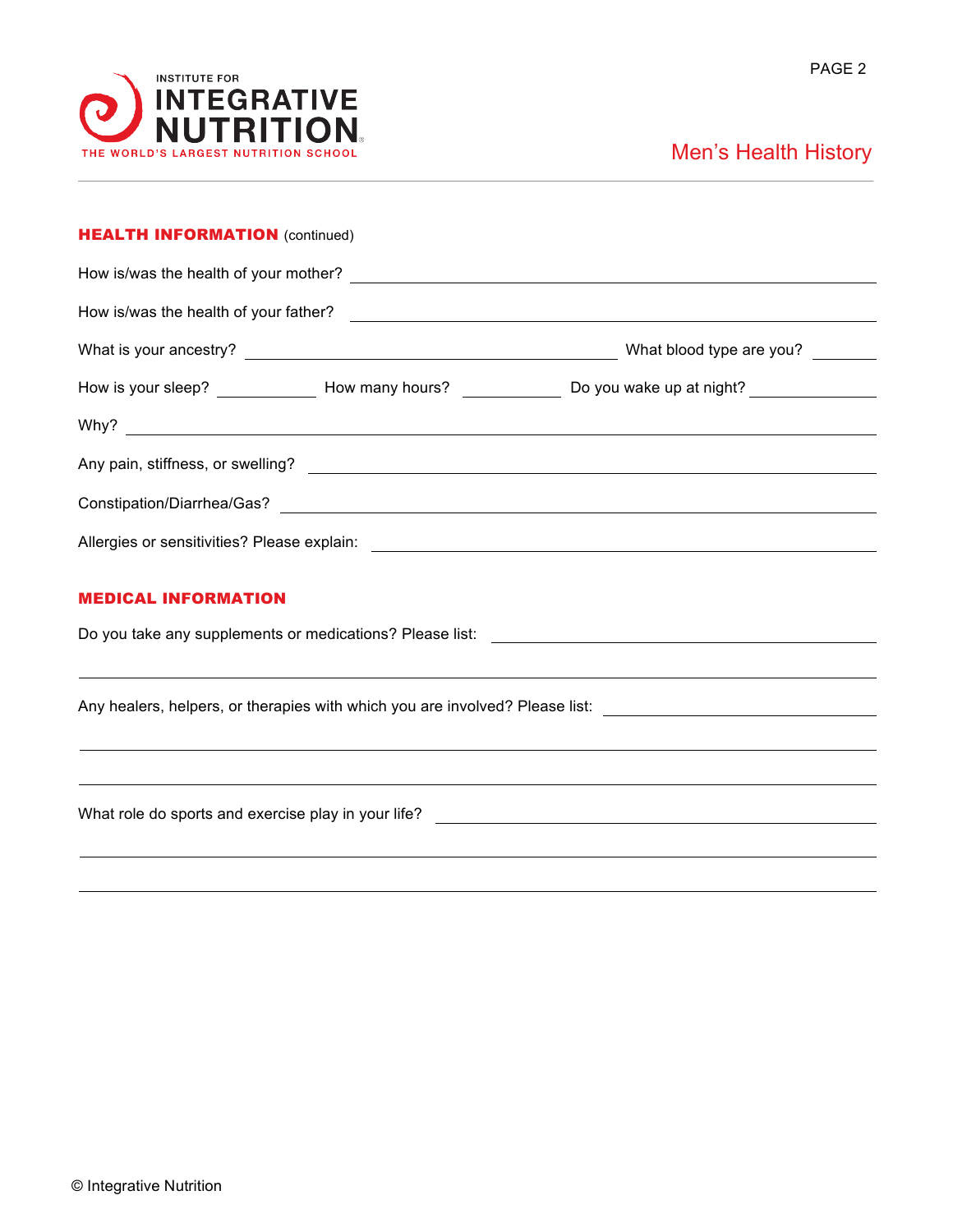# Men's Health History

## HEALTH INFORMATION (continued)

How is/was the health of your mother? ______________________________

How is/was the health of your father? ______________________________

What is your ancestry? ______________________________ What blood type are you? ________

How is your sleep? __________ How many hours? __________ Do you wake up at night? __________

Why? ______________________________

Any pain, stiffness, or swelling? ______________________________

Constipation/Diarrhea/Gas? ______________________________

Allergies or sensitivities? Please explain: ______________________________

## MEDICAL INFORMATION

Do you take any supplements or medications? Please list: ______________________________

______________________________

Any healers, helpers, or therapies with which you are involved? Please list: ______________________________

______________________________

______________________________

What role do sports and exercise play in your life? ______________________________

______________________________

______________________________

© Integrative Nutrition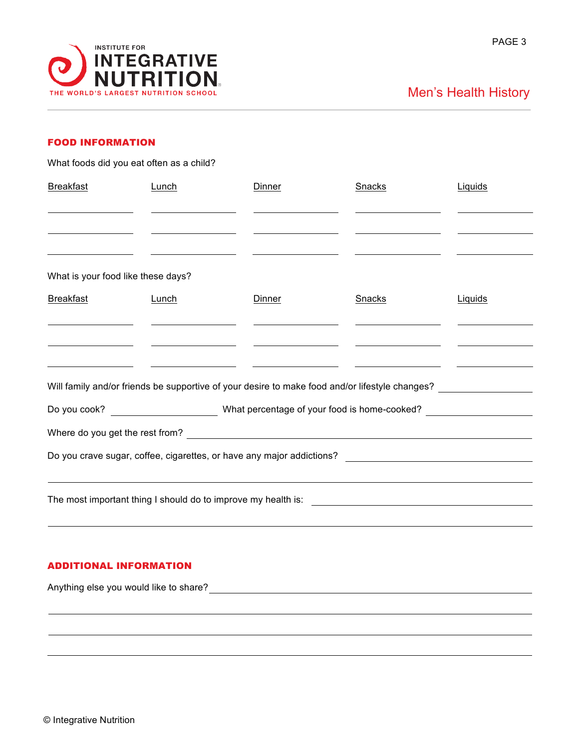# Institute for Integrative Nutrition

THE WORLD'S LARGEST NUTRITION SCHOOL

## Men's Health History

### FOOD INFORMATION

What foods did you eat often as a child?

| Breakfast | Lunch | Dinner | Snacks | Liquids |
|---|---|---|---|---|
| | | | | |
| | | | | |
| | | | | |

What is your food like these days?

| Breakfast | Lunch | Dinner | Snacks | Liquids |
|---|---|---|---|---|
| | | | | |
| | | | | |
| | | | | |

Will family and/or friends be supportive of your desire to make food and/or lifestyle changes? ____________

Do you cook? ____________ What percentage of your food is home-cooked? ____________

Where do you get the rest from? ____________

Do you crave sugar, coffee, cigarettes, or have any major addictions? ____________

____________

The most important thing I should do to improve my health is: ____________

____________

### ADDITIONAL INFORMATION

Anything else you would like to share? ____________

____________

____________

____________

© Integrative Nutrition